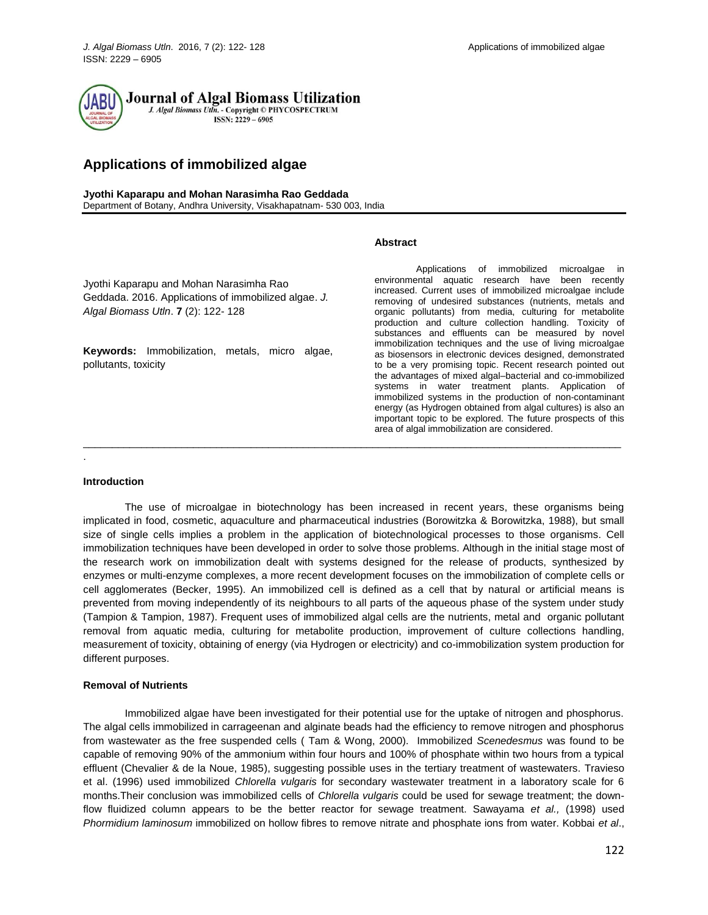# Applications of immobilized algae

**Jyothi Kaparapu and Mohan Narasimha Rao Geddada**
Department of Botany, Andhra University, Visakhapatnam- 530 003, India

Jyothi Kaparapu and Mohan Narasimha Rao Geddada. 2016. Applications of immobilized algae. *J. Algal Biomass Utln*. **7** (2): 122- 128

**Keywords:** Immobilization, metals, micro algae, pollutants, toxicity

## Abstract

Applications of immobilized microalgae in environmental aquatic research have been recently increased. Current uses of immobilized microalgae include removing of undesired substances (nutrients, metals and organic pollutants) from media, culturing for metabolite production and culture collection handling. Toxicity of substances and effluents can be measured by novel immobilization techniques and the use of living microalgae as biosensors in electronic devices designed, demonstrated to be a very promising topic. Recent research pointed out the advantages of mixed algal–bacterial and co-immobilized systems in water treatment plants. Application of immobilized systems in the production of non-contaminant energy (as Hydrogen obtained from algal cultures) is also an important topic to be explored. The future prospects of this area of algal immobilization are considered.

## Introduction

The use of microalgae in biotechnology has been increased in recent years, these organisms being implicated in food, cosmetic, aquaculture and pharmaceutical industries (Borowitzka & Borowitzka, 1988), but small size of single cells implies a problem in the application of biotechnological processes to those organisms. Cell immobilization techniques have been developed in order to solve those problems. Although in the initial stage most of the research work on immobilization dealt with systems designed for the release of products, synthesized by enzymes or multi-enzyme complexes, a more recent development focuses on the immobilization of complete cells or cell agglomerates (Becker, 1995). An immobilized cell is defined as a cell that by natural or artificial means is prevented from moving independently of its neighbours to all parts of the aqueous phase of the system under study (Tampion & Tampion, 1987). Frequent uses of immobilized algal cells are the nutrients, metal and organic pollutant removal from aquatic media, culturing for metabolite production, improvement of culture collections handling, measurement of toxicity, obtaining of energy (via Hydrogen or electricity) and co-immobilization system production for different purposes.

## Removal of Nutrients

Immobilized algae have been investigated for their potential use for the uptake of nitrogen and phosphorus. The algal cells immobilized in carrageenan and alginate beads had the efficiency to remove nitrogen and phosphorus from wastewater as the free suspended cells ( Tam & Wong, 2000). Immobilized *Scenedesmus* was found to be capable of removing 90% of the ammonium within four hours and 100% of phosphate within two hours from a typical effluent (Chevalier & de la Noue, 1985), suggesting possible uses in the tertiary treatment of wastewaters. Travieso et al. (1996) used immobilized *Chlorella vulgaris* for secondary wastewater treatment in a laboratory scale for 6 months.Their conclusion was immobilized cells of *Chlorella vulgaris* could be used for sewage treatment; the down-flow fluidized column appears to be the better reactor for sewage treatment. Sawayama *et al.,* (1998) used *Phormidium laminosum* immobilized on hollow fibres to remove nitrate and phosphate ions from water. Kobbai *et al*.,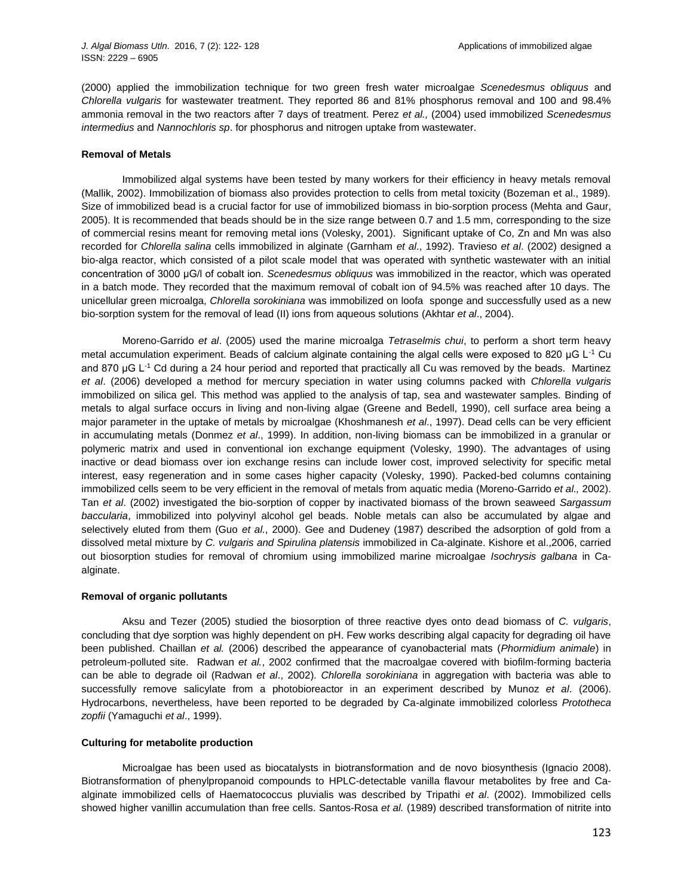(2000) applied the immobilization technique for two green fresh water microalgae *Scenedesmus obliquus* and *Chlorella vulgaris* for wastewater treatment. They reported 86 and 81% phosphorus removal and 100 and 98.4% ammonia removal in the two reactors after 7 days of treatment. Perez *et al.,* (2004) used immobilized *Scenedesmus intermedius* and *Nannochloris sp*. for phosphorus and nitrogen uptake from wastewater.

**Removal of Metals**

Immobilized algal systems have been tested by many workers for their efficiency in heavy metals removal (Mallik, 2002). Immobilization of biomass also provides protection to cells from metal toxicity (Bozeman et al., 1989). Size of immobilized bead is a crucial factor for use of immobilized biomass in bio-sorption process (Mehta and Gaur, 2005). It is recommended that beads should be in the size range between 0.7 and 1.5 mm, corresponding to the size of commercial resins meant for removing metal ions (Volesky, 2001). Significant uptake of Co, Zn and Mn was also recorded for *Chlorella salina* cells immobilized in alginate (Garnham *et al*., 1992). Travieso *et al*. (2002) designed a bio-alga reactor, which consisted of a pilot scale model that was operated with synthetic wastewater with an initial concentration of 3000 μG/l of cobalt ion. *Scenedesmus obliquus* was immobilized in the reactor, which was operated in a batch mode. They recorded that the maximum removal of cobalt ion of 94.5% was reached after 10 days. The unicellular green microalga, *Chlorella sorokiniana* was immobilized on loofa sponge and successfully used as a new bio-sorption system for the removal of lead (II) ions from aqueous solutions (Akhtar *et al*., 2004).

Moreno-Garrido *et al*. (2005) used the marine microalga *Tetraselmis chui*, to perform a short term heavy metal accumulation experiment. Beads of calcium alginate containing the algal cells were exposed to 820 μG $L^{-1}$ Cu and 870 μG $L^{-1}$ Cd during a 24 hour period and reported that practically all Cu was removed by the beads. Martinez *et al*. (2006) developed a method for mercury speciation in water using columns packed with *Chlorella vulgaris* immobilized on silica gel. This method was applied to the analysis of tap, sea and wastewater samples. Binding of metals to algal surface occurs in living and non-living algae (Greene and Bedell, 1990), cell surface area being a major parameter in the uptake of metals by microalgae (Khoshmanesh *et al*., 1997). Dead cells can be very efficient in accumulating metals (Donmez *et al*., 1999). In addition, non-living biomass can be immobilized in a granular or polymeric matrix and used in conventional ion exchange equipment (Volesky, 1990). The advantages of using inactive or dead biomass over ion exchange resins can include lower cost, improved selectivity for specific metal interest, easy regeneration and in some cases higher capacity (Volesky, 1990). Packed-bed columns containing immobilized cells seem to be very efficient in the removal of metals from aquatic media (Moreno-Garrido *et al.,* 2002). Tan *et al*. (2002) investigated the bio-sorption of copper by inactivated biomass of the brown seaweed *Sargassum baccularia*, immobilized into polyvinyl alcohol gel beads. Noble metals can also be accumulated by algae and selectively eluted from them (Guo *et al.*, 2000). Gee and Dudeney (1987) described the adsorption of gold from a dissolved metal mixture by *C. vulgaris and Spirulina platensis* immobilized in Ca-alginate. Kishore et al.,2006, carried out biosorption studies for removal of chromium using immobilized marine microalgae *Isochrysis galbana* in Ca-alginate.

**Removal of organic pollutants**

Aksu and Tezer (2005) studied the biosorption of three reactive dyes onto dead biomass of *C. vulgaris*, concluding that dye sorption was highly dependent on pH. Few works describing algal capacity for degrading oil have been published. Chaillan *et al.* (2006) described the appearance of cyanobacterial mats (*Phormidium animale*) in petroleum-polluted site. Radwan *et al.*, 2002 confirmed that the macroalgae covered with biofilm-forming bacteria can be able to degrade oil (Radwan *et al*., 2002). *Chlorella sorokiniana* in aggregation with bacteria was able to successfully remove salicylate from a photobioreactor in an experiment described by Munoz *et al*. (2006). Hydrocarbons, nevertheless, have been reported to be degraded by Ca-alginate immobilized colorless *Prototheca zopfii* (Yamaguchi *et al*., 1999).

**Culturing for metabolite production**

Microalgae has been used as biocatalysts in biotransformation and de novo biosynthesis (Ignacio 2008). Biotransformation of phenylpropanoid compounds to HPLC-detectable vanilla flavour metabolites by free and Ca-alginate immobilized cells of Haematococcus pluvialis was described by Tripathi *et al*. (2002). Immobilized cells showed higher vanillin accumulation than free cells. Santos-Rosa *et al.* (1989) described transformation of nitrite into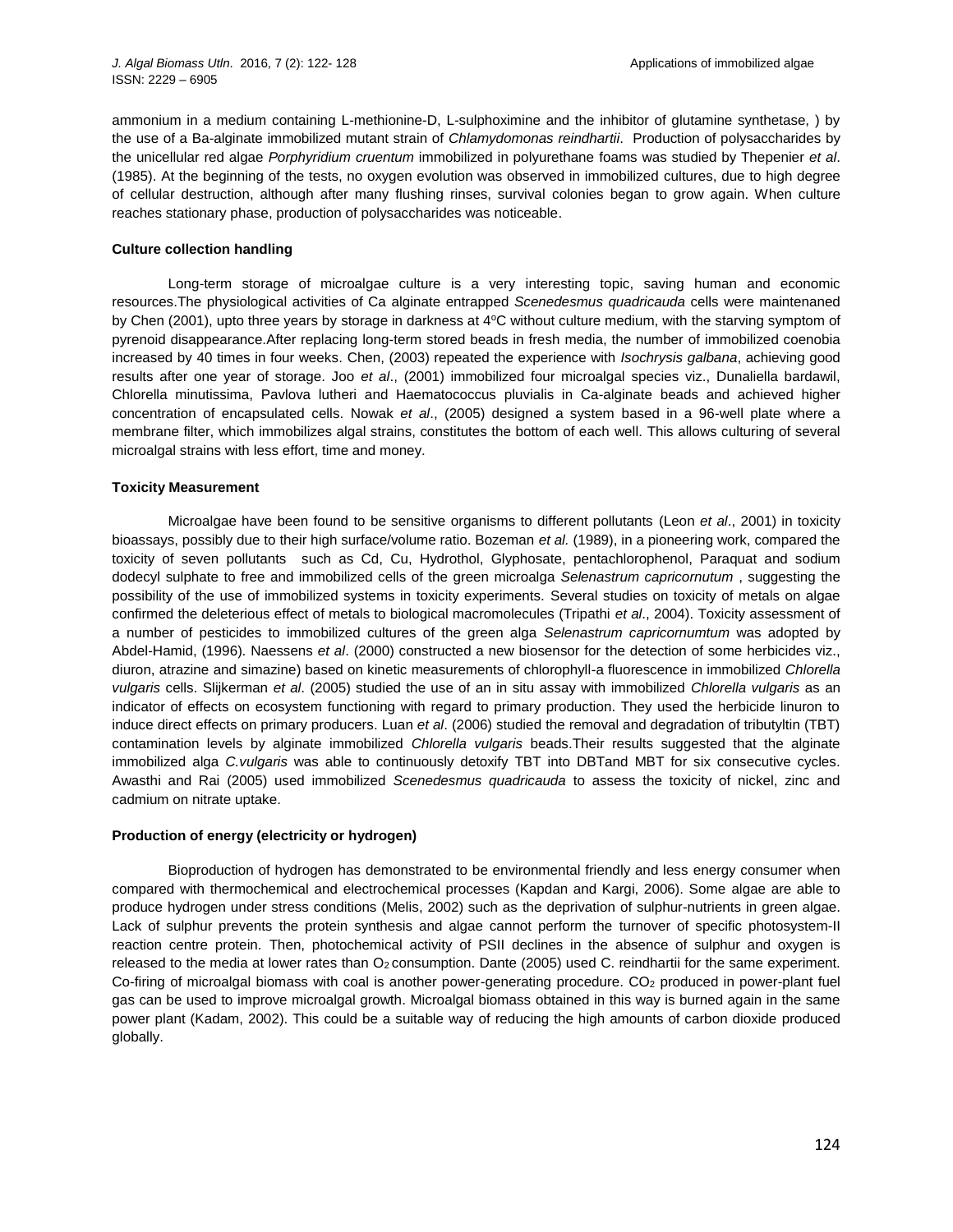ammonium in a medium containing L-methionine-D, L-sulphoximine and the inhibitor of glutamine synthetase, ) by the use of a Ba-alginate immobilized mutant strain of *Chlamydomonas reindhartii*. Production of polysaccharides by the unicellular red algae *Porphyridium cruentum* immobilized in polyurethane foams was studied by Thepenier *et al*. (1985). At the beginning of the tests, no oxygen evolution was observed in immobilized cultures, due to high degree of cellular destruction, although after many flushing rinses, survival colonies began to grow again. When culture reaches stationary phase, production of polysaccharides was noticeable.

**Culture collection handling**

Long-term storage of microalgae culture is a very interesting topic, saving human and economic resources.The physiological activities of Ca alginate entrapped *Scenedesmus quadricauda* cells were maintenaned by Chen (2001), upto three years by storage in darkness at 4$^{o}$C without culture medium, with the starving symptom of pyrenoid disappearance.After replacing long-term stored beads in fresh media, the number of immobilized coenobia increased by 40 times in four weeks. Chen, (2003) repeated the experience with *Isochrysis galbana*, achieving good results after one year of storage. Joo *et al*., (2001) immobilized four microalgal species viz., Dunaliella bardawil, Chlorella minutissima, Pavlova lutheri and Haematococcus pluvialis in Ca-alginate beads and achieved higher concentration of encapsulated cells. Nowak *et al*., (2005) designed a system based in a 96-well plate where a membrane filter, which immobilizes algal strains, constitutes the bottom of each well. This allows culturing of several microalgal strains with less effort, time and money.

**Toxicity Measurement**

Microalgae have been found to be sensitive organisms to different pollutants (Leon *et al*., 2001) in toxicity bioassays, possibly due to their high surface/volume ratio. Bozeman *et al.* (1989), in a pioneering work, compared the toxicity of seven pollutants such as Cd, Cu, Hydrothol, Glyphosate, pentachlorophenol, Paraquat and sodium dodecyl sulphate to free and immobilized cells of the green microalga *Selenastrum capricornutum* , suggesting the possibility of the use of immobilized systems in toxicity experiments. Several studies on toxicity of metals on algae confirmed the deleterious effect of metals to biological macromolecules (Tripathi *et al*., 2004). Toxicity assessment of a number of pesticides to immobilized cultures of the green alga *Selenastrum capricornumtum* was adopted by Abdel-Hamid, (1996). Naessens *et al*. (2000) constructed a new biosensor for the detection of some herbicides viz., diuron, atrazine and simazine) based on kinetic measurements of chlorophyll-a fluorescence in immobilized *Chlorella vulgaris* cells. Slijkerman *et al*. (2005) studied the use of an in situ assay with immobilized *Chlorella vulgaris* as an indicator of effects on ecosystem functioning with regard to primary production. They used the herbicide linuron to induce direct effects on primary producers. Luan *et al*. (2006) studied the removal and degradation of tributyltin (TBT) contamination levels by alginate immobilized *Chlorella vulgaris* beads.Their results suggested that the alginate immobilized alga *C.vulgaris* was able to continuously detoxify TBT into DBTand MBT for six consecutive cycles. Awasthi and Rai (2005) used immobilized *Scenedesmus quadricauda* to assess the toxicity of nickel, zinc and cadmium on nitrate uptake.

**Production of energy (electricity or hydrogen)**

Bioproduction of hydrogen has demonstrated to be environmental friendly and less energy consumer when compared with thermochemical and electrochemical processes (Kapdan and Kargi, 2006). Some algae are able to produce hydrogen under stress conditions (Melis, 2002) such as the deprivation of sulphur-nutrients in green algae. Lack of sulphur prevents the protein synthesis and algae cannot perform the turnover of specific photosystem-II reaction centre protein. Then, photochemical activity of PSII declines in the absence of sulphur and oxygen is released to the media at lower rates than $O_2$ consumption. Dante (2005) used C. reindhartii for the same experiment. Co-firing of microalgal biomass with coal is another power-generating procedure. $CO_2$ produced in power-plant fuel gas can be used to improve microalgal growth. Microalgal biomass obtained in this way is burned again in the same power plant (Kadam, 2002). This could be a suitable way of reducing the high amounts of carbon dioxide produced globally.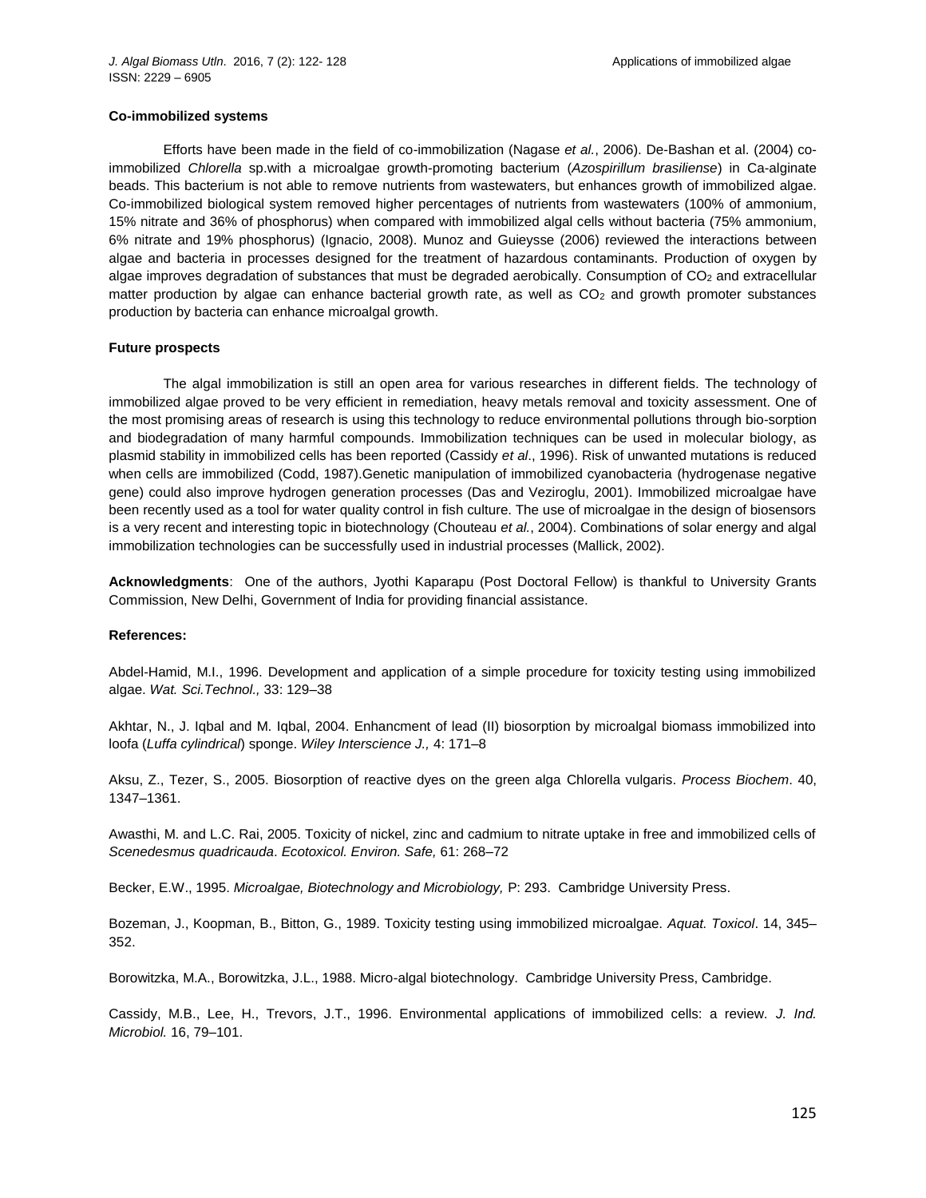### Co-immobilized systems

Efforts have been made in the field of co-immobilization (Nagase *et al.*, 2006). De-Bashan et al. (2004) co-immobilized *Chlorella* sp.with a microalgae growth-promoting bacterium (*Azospirillum brasiliense*) in Ca-alginate beads. This bacterium is not able to remove nutrients from wastewaters, but enhances growth of immobilized algae. Co-immobilized biological system removed higher percentages of nutrients from wastewaters (100% of ammonium, 15% nitrate and 36% of phosphorus) when compared with immobilized algal cells without bacteria (75% ammonium, 6% nitrate and 19% phosphorus) (Ignacio, 2008). Munoz and Guieysse (2006) reviewed the interactions between algae and bacteria in processes designed for the treatment of hazardous contaminants. Production of oxygen by algae improves degradation of substances that must be degraded aerobically. Consumption of $CO_2$ and extracellular matter production by algae can enhance bacterial growth rate, as well as $CO_2$ and growth promoter substances production by bacteria can enhance microalgal growth.

### Future prospects

The algal immobilization is still an open area for various researches in different fields. The technology of immobilized algae proved to be very efficient in remediation, heavy metals removal and toxicity assessment. One of the most promising areas of research is using this technology to reduce environmental pollutions through bio-sorption and biodegradation of many harmful compounds. Immobilization techniques can be used in molecular biology, as plasmid stability in immobilized cells has been reported (Cassidy *et al*., 1996). Risk of unwanted mutations is reduced when cells are immobilized (Codd, 1987).Genetic manipulation of immobilized cyanobacteria (hydrogenase negative gene) could also improve hydrogen generation processes (Das and Veziroglu, 2001). Immobilized microalgae have been recently used as a tool for water quality control in fish culture. The use of microalgae in the design of biosensors is a very recent and interesting topic in biotechnology (Chouteau *et al.*, 2004). Combinations of solar energy and algal immobilization technologies can be successfully used in industrial processes (Mallick, 2002).

**Acknowledgments**: One of the authors, Jyothi Kaparapu (Post Doctoral Fellow) is thankful to University Grants Commission, New Delhi, Government of India for providing financial assistance.

### References:

Abdel-Hamid, M.I., 1996. Development and application of a simple procedure for toxicity testing using immobilized algae. *Wat. Sci.Technol.,* 33: 129–38

Akhtar, N., J. Iqbal and M. Iqbal, 2004. Enhancment of lead (II) biosorption by microalgal biomass immobilized into loofa (*Luffa cylindrical*) sponge. *Wiley Interscience J.,* 4: 171–8

Aksu, Z., Tezer, S., 2005. Biosorption of reactive dyes on the green alga Chlorella vulgaris. *Process Biochem*. 40, 1347–1361.

Awasthi, M. and L.C. Rai, 2005. Toxicity of nickel, zinc and cadmium to nitrate uptake in free and immobilized cells of *Scenedesmus quadricauda*. *Ecotoxicol. Environ. Safe,* 61: 268–72

Becker, E.W., 1995. *Microalgae, Biotechnology and Microbiology,* P: 293. Cambridge University Press.

Bozeman, J., Koopman, B., Bitton, G., 1989. Toxicity testing using immobilized microalgae. *Aquat. Toxicol*. 14, 345–352.

Borowitzka, M.A., Borowitzka, J.L., 1988. Micro-algal biotechnology. Cambridge University Press, Cambridge.

Cassidy, M.B., Lee, H., Trevors, J.T., 1996. Environmental applications of immobilized cells: a review. *J. Ind. Microbiol.* 16, 79–101.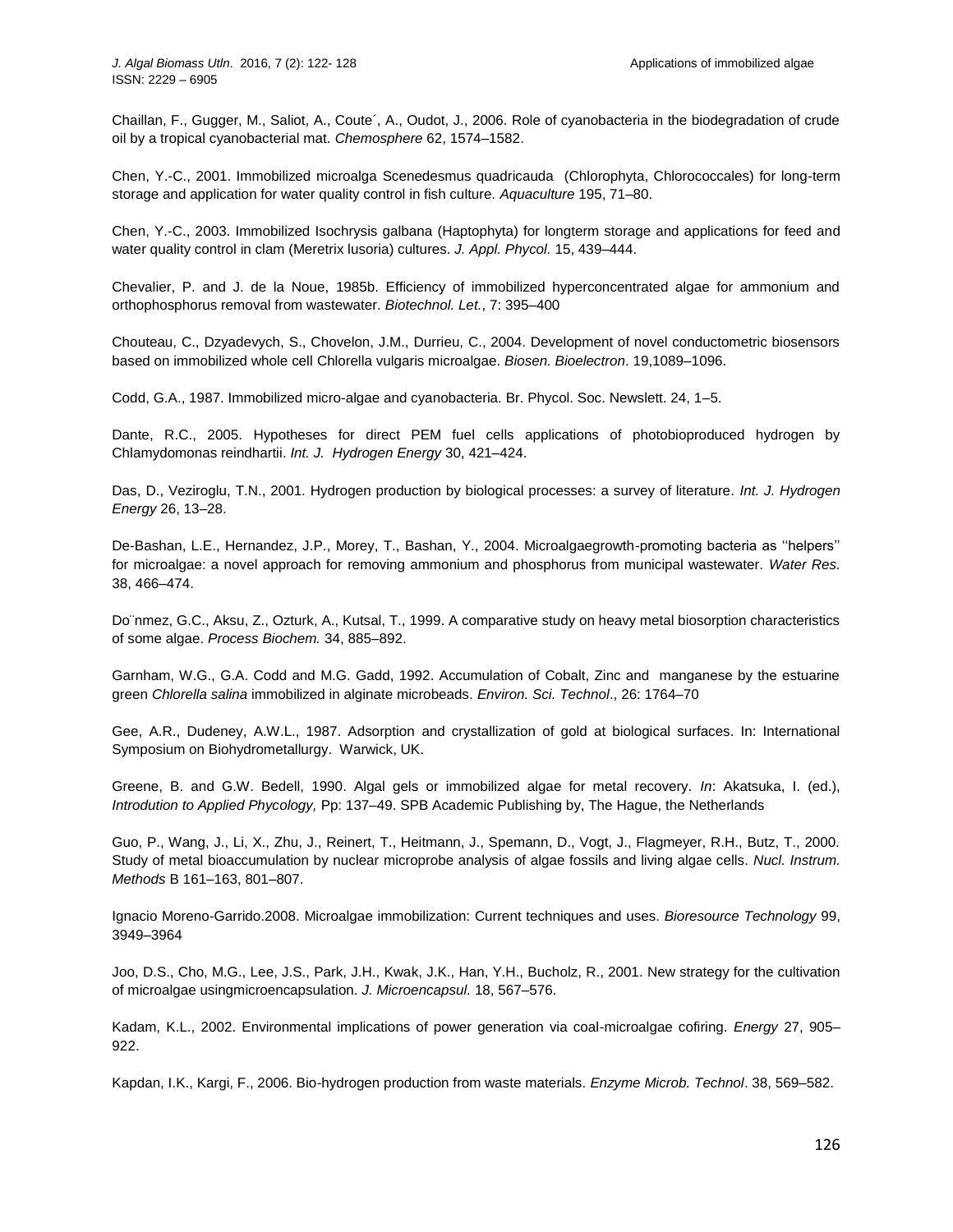Chaillan, F., Gugger, M., Saliot, A., Coute´, A., Oudot, J., 2006. Role of cyanobacteria in the biodegradation of crude oil by a tropical cyanobacterial mat. *Chemosphere* 62, 1574–1582.

Chen, Y.-C., 2001. Immobilized microalga Scenedesmus quadricauda (Chlorophyta, Chlorococcales) for long-term storage and application for water quality control in fish culture. *Aquaculture* 195, 71–80.

Chen, Y.-C., 2003. Immobilized Isochrysis galbana (Haptophyta) for longterm storage and applications for feed and water quality control in clam (Meretrix lusoria) cultures. *J. Appl. Phycol.* 15, 439–444.

Chevalier, P. and J. de la Noue, 1985b. Efficiency of immobilized hyperconcentrated algae for ammonium and orthophosphorus removal from wastewater. *Biotechnol. Let.*, 7: 395–400

Chouteau, C., Dzyadevych, S., Chovelon, J.M., Durrieu, C., 2004. Development of novel conductometric biosensors based on immobilized whole cell Chlorella vulgaris microalgae. *Biosen. Bioelectron*. 19,1089–1096.

Codd, G.A., 1987. Immobilized micro-algae and cyanobacteria. Br. Phycol. Soc. Newslett. 24, 1–5.

Dante, R.C., 2005. Hypotheses for direct PEM fuel cells applications of photobioproduced hydrogen by Chlamydomonas reindhartii. *Int. J. Hydrogen Energy* 30, 421–424.

Das, D., Veziroglu, T.N., 2001. Hydrogen production by biological processes: a survey of literature. *Int. J. Hydrogen Energy* 26, 13–28.

De-Bashan, L.E., Hernandez, J.P., Morey, T., Bashan, Y., 2004. Microalgaegrowth-promoting bacteria as ''helpers'' for microalgae: a novel approach for removing ammonium and phosphorus from municipal wastewater. *Water Res.* 38, 466–474.

Do¨nmez, G.C., Aksu, Z., Ozturk, A., Kutsal, T., 1999. A comparative study on heavy metal biosorption characteristics of some algae. *Process Biochem.* 34, 885–892.

Garnham, W.G., G.A. Codd and M.G. Gadd, 1992. Accumulation of Cobalt, Zinc and manganese by the estuarine green *Chlorella salina* immobilized in alginate microbeads. *Environ. Sci. Technol*., 26: 1764–70

Gee, A.R., Dudeney, A.W.L., 1987. Adsorption and crystallization of gold at biological surfaces. In: International Symposium on Biohydrometallurgy. Warwick, UK.

Greene, B. and G.W. Bedell, 1990. Algal gels or immobilized algae for metal recovery. *In*: Akatsuka, I. (ed.), *Introdution to Applied Phycology,* Pp: 137–49. SPB Academic Publishing by, The Hague, the Netherlands

Guo, P., Wang, J., Li, X., Zhu, J., Reinert, T., Heitmann, J., Spemann, D., Vogt, J., Flagmeyer, R.H., Butz, T., 2000. Study of metal bioaccumulation by nuclear microprobe analysis of algae fossils and living algae cells. *Nucl. Instrum. Methods* B 161–163, 801–807.

Ignacio Moreno-Garrido.2008. Microalgae immobilization: Current techniques and uses. *Bioresource Technology* 99, 3949–3964

Joo, D.S., Cho, M.G., Lee, J.S., Park, J.H., Kwak, J.K., Han, Y.H., Bucholz, R., 2001. New strategy for the cultivation of microalgae usingmicroencapsulation. *J. Microencapsul.* 18, 567–576.

Kadam, K.L., 2002. Environmental implications of power generation via coal-microalgae cofiring. *Energy* 27, 905–922.

Kapdan, I.K., Kargi, F., 2006. Bio-hydrogen production from waste materials. *Enzyme Microb. Technol*. 38, 569–582.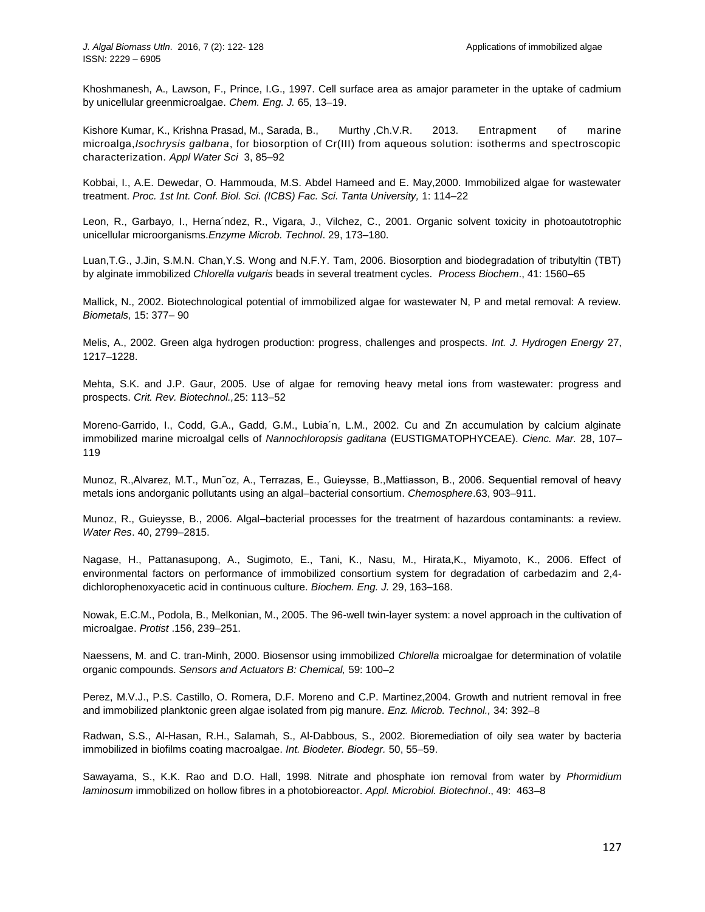Khoshmanesh, A., Lawson, F., Prince, I.G., 1997. Cell surface area as amajor parameter in the uptake of cadmium by unicellular greenmicroalgae. *Chem. Eng. J.* 65, 13–19.

Kishore Kumar, K., Krishna Prasad, M., Sarada, B., Murthy ,Ch.V.R. 2013. Entrapment of marine microalga,*Isochrysis galbana*, for biosorption of Cr(III) from aqueous solution: isotherms and spectroscopic characterization. *Appl Water Sci* 3, 85–92

Kobbai, I., A.E. Dewedar, O. Hammouda, M.S. Abdel Hameed and E. May,2000. Immobilized algae for wastewater treatment. *Proc. 1st Int. Conf. Biol. Sci. (ICBS) Fac. Sci. Tanta University,* 1: 114–22

Leon, R., Garbayo, I., Herna´ndez, R., Vigara, J., Vilchez, C., 2001. Organic solvent toxicity in photoautotrophic unicellular microorganisms.*Enzyme Microb. Technol*. 29, 173–180.

Luan,T.G., J.Jin, S.M.N. Chan,Y.S. Wong and N.F.Y. Tam, 2006. Biosorption and biodegradation of tributyltin (TBT) by alginate immobilized *Chlorella vulgaris* beads in several treatment cycles. *Process Biochem*., 41: 1560–65

Mallick, N., 2002. Biotechnological potential of immobilized algae for wastewater N, P and metal removal: A review. *Biometals,* 15: 377– 90

Melis, A., 2002. Green alga hydrogen production: progress, challenges and prospects. *Int. J. Hydrogen Energy* 27, 1217–1228.

Mehta, S.K. and J.P. Gaur, 2005. Use of algae for removing heavy metal ions from wastewater: progress and prospects. *Crit. Rev. Biotechnol.,*25: 113–52

Moreno-Garrido, I., Codd, G.A., Gadd, G.M., Lubia´n, L.M., 2002. Cu and Zn accumulation by calcium alginate immobilized marine microalgal cells of *Nannochloropsis gaditana* (EUSTIGMATOPHYCEAE). *Cienc. Mar.* 28, 107–119

Munoz, R.,Alvarez, M.T., Mun˜oz, A., Terrazas, E., Guieysse, B.,Mattiasson, B., 2006. Sequential removal of heavy metals ions andorganic pollutants using an algal–bacterial consortium. *Chemosphere*.63, 903–911.

Munoz, R., Guieysse, B., 2006. Algal–bacterial processes for the treatment of hazardous contaminants: a review. *Water Res*. 40, 2799–2815.

Nagase, H., Pattanasupong, A., Sugimoto, E., Tani, K., Nasu, M., Hirata,K., Miyamoto, K., 2006. Effect of environmental factors on performance of immobilized consortium system for degradation of carbedazim and 2,4-dichlorophenoxyacetic acid in continuous culture. *Biochem. Eng. J.* 29, 163–168.

Nowak, E.C.M., Podola, B., Melkonian, M., 2005. The 96-well twin-layer system: a novel approach in the cultivation of microalgae. *Protist* .156, 239–251.

Naessens, M. and C. tran-Minh, 2000. Biosensor using immobilized *Chlorella* microalgae for determination of volatile organic compounds. *Sensors and Actuators B: Chemical,* 59: 100–2

Perez, M.V.J., P.S. Castillo, O. Romera, D.F. Moreno and C.P. Martinez,2004. Growth and nutrient removal in free and immobilized planktonic green algae isolated from pig manure. *Enz. Microb. Technol.,* 34: 392–8

Radwan, S.S., Al-Hasan, R.H., Salamah, S., Al-Dabbous, S., 2002. Bioremediation of oily sea water by bacteria immobilized in biofilms coating macroalgae. *Int. Biodeter. Biodegr.* 50, 55–59.

Sawayama, S., K.K. Rao and D.O. Hall, 1998. Nitrate and phosphate ion removal from water by *Phormidium laminosum* immobilized on hollow fibres in a photobioreactor. *Appl. Microbiol. Biotechnol*., 49: 463–8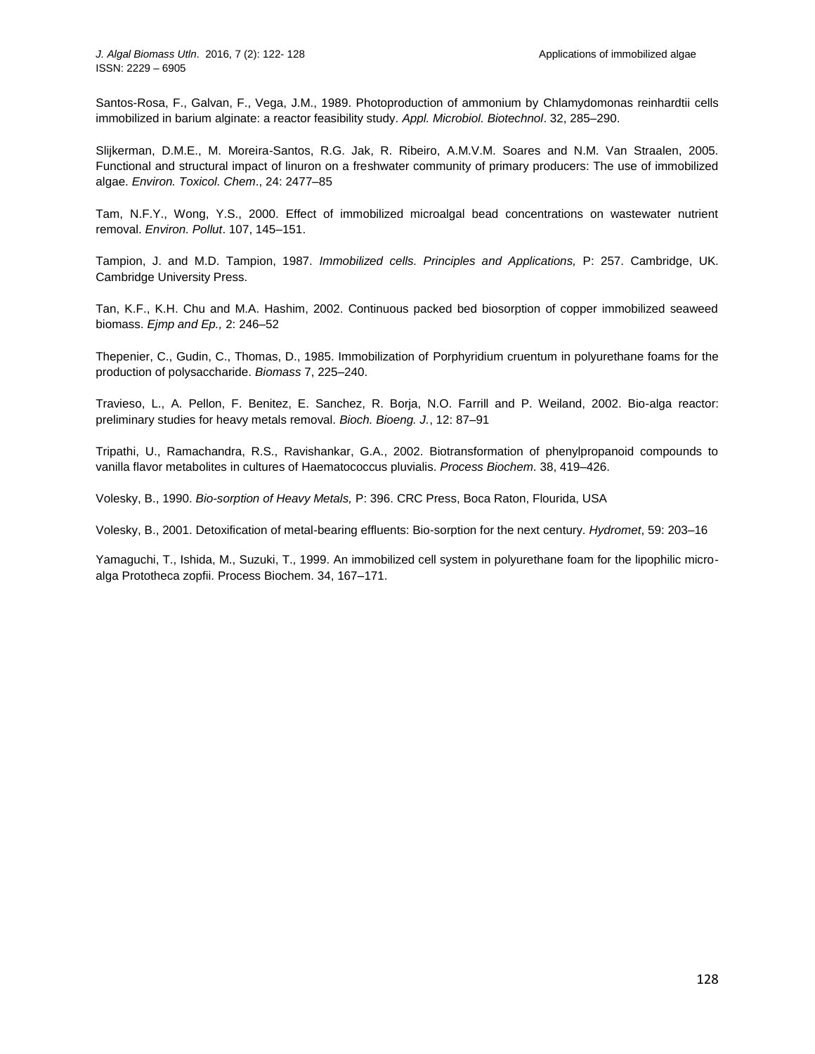Santos-Rosa, F., Galvan, F., Vega, J.M., 1989. Photoproduction of ammonium by Chlamydomonas reinhardtii cells immobilized in barium alginate: a reactor feasibility study. *Appl. Microbiol. Biotechnol*. 32, 285–290.

Slijkerman, D.M.E., M. Moreira-Santos, R.G. Jak, R. Ribeiro, A.M.V.M. Soares and N.M. Van Straalen, 2005. Functional and structural impact of linuron on a freshwater community of primary producers: The use of immobilized algae. *Environ. Toxicol. Chem*., 24: 2477–85

Tam, N.F.Y., Wong, Y.S., 2000. Effect of immobilized microalgal bead concentrations on wastewater nutrient removal. *Environ. Pollut*. 107, 145–151.

Tampion, J. and M.D. Tampion, 1987. *Immobilized cells. Principles and Applications,* P: 257. Cambridge, UK. Cambridge University Press.

Tan, K.F., K.H. Chu and M.A. Hashim, 2002. Continuous packed bed biosorption of copper immobilized seaweed biomass. *Ejmp and Ep.,* 2: 246–52

Thepenier, C., Gudin, C., Thomas, D., 1985. Immobilization of Porphyridium cruentum in polyurethane foams for the production of polysaccharide. *Biomass* 7, 225–240.

Travieso, L., A. Pellon, F. Benitez, E. Sanchez, R. Borja, N.O. Farrill and P. Weiland, 2002. Bio-alga reactor: preliminary studies for heavy metals removal. *Bioch. Bioeng. J.*, 12: 87–91

Tripathi, U., Ramachandra, R.S., Ravishankar, G.A., 2002. Biotransformation of phenylpropanoid compounds to vanilla flavor metabolites in cultures of Haematococcus pluvialis. *Process Biochem*. 38, 419–426.

Volesky, B., 1990. *Bio-sorption of Heavy Metals,* P: 396. CRC Press, Boca Raton, Flourida, USA

Volesky, B., 2001. Detoxification of metal-bearing effluents: Bio-sorption for the next century. *Hydromet*, 59: 203–16

Yamaguchi, T., Ishida, M., Suzuki, T., 1999. An immobilized cell system in polyurethane foam for the lipophilic micro-alga Prototheca zopfii. Process Biochem. 34, 167–171.